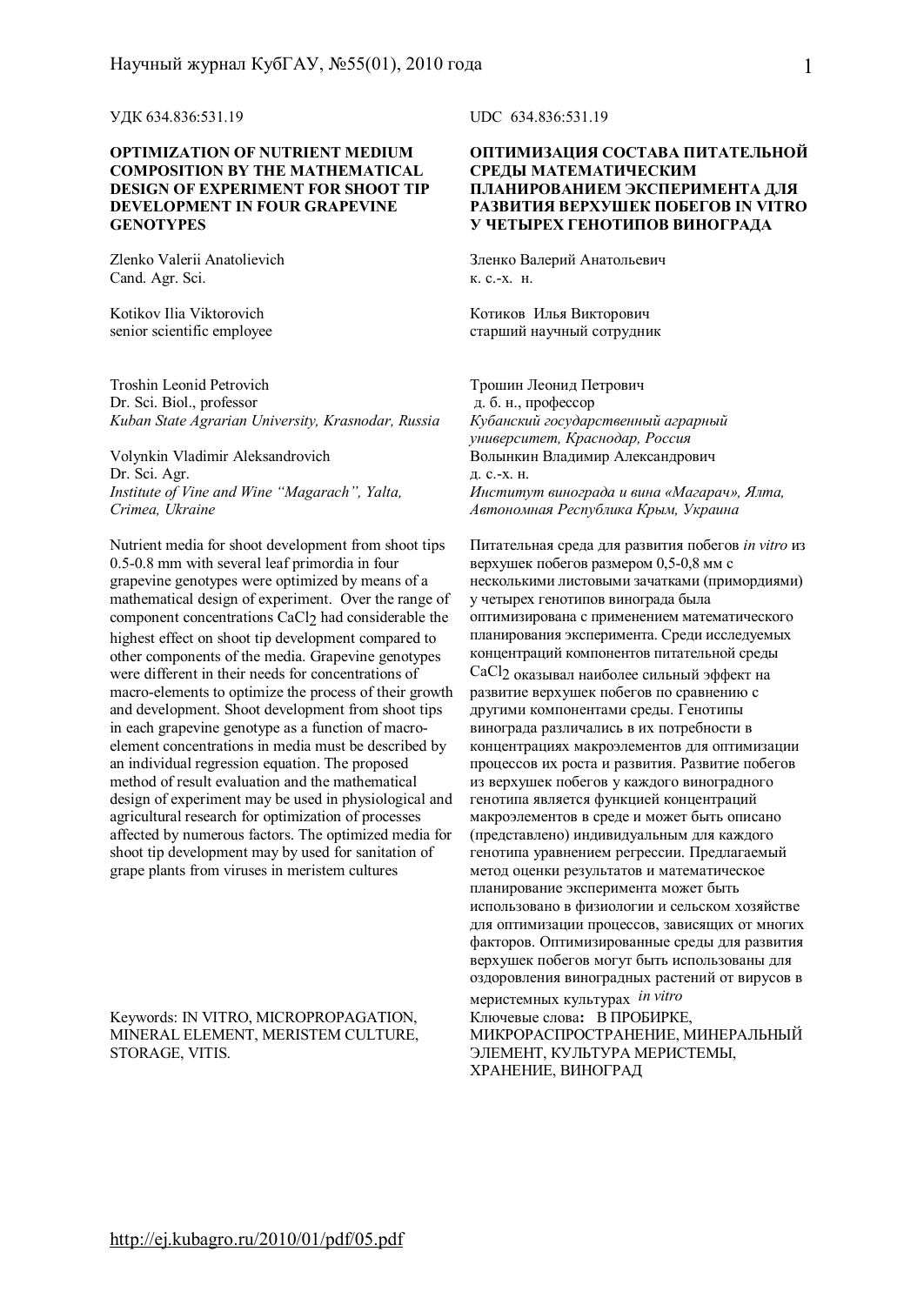УДК 634.836:531.19

# OPTIMIZATION OF NUTRIENT MEDIUM COMPOSITION BY THE MATHEMATICAL DESIGN OF EXPERIMENT FOR SHOOT TIP DEVELOPMENT IN FOUR GRAPEVINE GENOTYPES

Zlenko Valerii Anatolievich
Cand. Agr. Sci.

Kotikov Ilia Viktorovich
senior scientific employee

Troshin Leonid Petrovich
Dr. Sci. Biol., professor
*Kuban State Agrarian University, Krasnodar, Russia*

Volynkin Vladimir Aleksandrovich
Dr. Sci. Agr.
*Institute of Vine and Wine "Magarach", Yalta, Crimea, Ukraine*

Nutrient media for shoot development from shoot tips 0.5-0.8 mm with several leaf primordia in four grapevine genotypes were optimized by means of a mathematical design of experiment. Over the range of component concentrations $CaCl_2$ had considerable the highest effect on shoot tip development compared to other components of the media. Grapevine genotypes were different in their needs for concentrations of macro-elements to optimize the process of their growth and development. Shoot development from shoot tips in each grapevine genotype as a function of macro-element concentrations in media must be described by an individual regression equation. The proposed method of result evaluation and the mathematical design of experiment may be used in physiological and agricultural research for optimization of processes affected by numerous factors. The optimized media for shoot tip development may by used for sanitation of grape plants from viruses in meristem cultures

Keywords: IN VITRO, MICROPROPAGATION, MINERAL ELEMENT, MERISTEM CULTURE, STORAGE, VITIS.

UDC 634.836:531.19

# ОПТИМИЗАЦИЯ СОСТАВА ПИТАТЕЛЬНОЙ СРЕДЫ МАТЕМАТИЧЕСКИМ ПЛАНИРОВАНИЕМ ЭКСПЕРИМЕНТА ДЛЯ РАЗВИТИЯ ВЕРХУШЕК ПОБЕГОВ IN VITRO У ЧЕТЫРЕХ ГЕНОТИПОВ ВИНОГРАДА

Зленко Валерий Анатольевич
к. с.-х. н.

Котиков Илья Викторович
старший научный сотрудник

Трошин Леонид Петрович
д. б. н., профессор
*Кубанский государственный аграрный университет, Краснодар, Россия*

Волынкин Владимир Александрович
д. с.-х. н.
*Институт винограда и вина «Магарач», Ялта, Автономная Республика Крым, Украина*

Питательная среда для развития побегов *in vitro* из верхушек побегов размером 0,5-0,8 мм с несколькими листовыми зачатками (примордиями) у четырех генотипов винограда была оптимизирована с применением математического планирования эксперимента. Среди исследуемых концентраций компонентов питательной среды $CaCl_2$ оказывал наиболее сильный эффект на развитие верхушек побегов по сравнению с другими компонентами среды. Генотипы винограда различались в их потребности в концентрациях макроэлементов для оптимизации процессов их роста и развития. Развитие побегов из верхушек побегов у каждого виноградного генотипа является функцией концентраций макроэлементов в среде и может быть описано (представлено) индивидуальным для каждого генотипа уравнением регрессии. Предлагаемый метод оценки результатов и математическое планирование эксперимента может быть использовано в физиологии и сельском хозяйстве для оптимизации процессов, зависящих от многих факторов. Оптимизированные среды для развития верхушек побегов могут быть использованы для оздоровления виноградных растений от вирусов в меристемных культурах *in vitro*

Ключевые слова**:** В ПРОБИРКЕ, МИКРОРАСПРОСТРАНЕНИЕ, МИНЕРАЛЬНЫЙ ЭЛЕМЕНТ, КУЛЬТУРА МЕРИСТЕМЫ, ХРАНЕНИЕ, ВИНОГРАД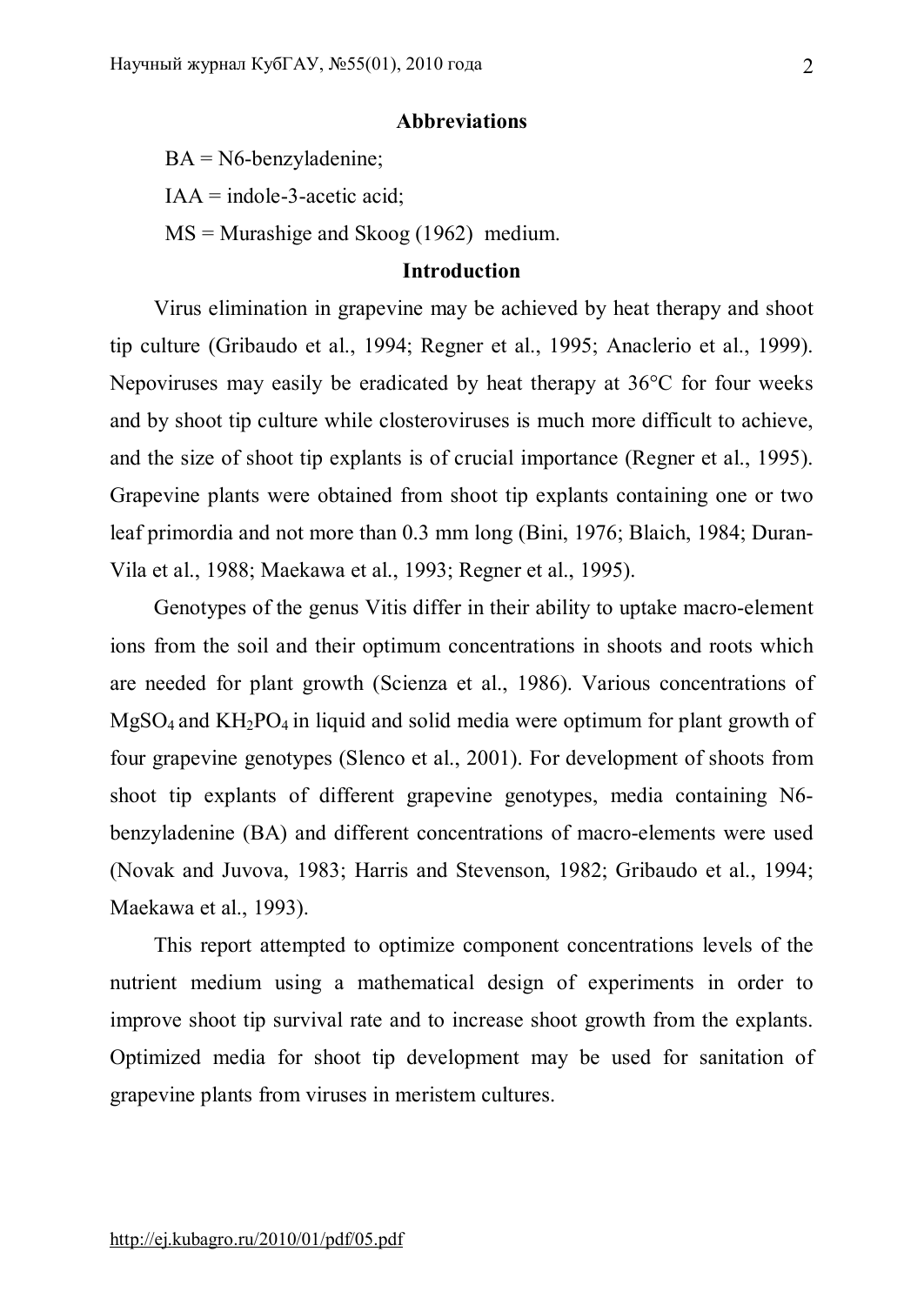## Abbreviations

BA = N6-benzyladenine;

IAA = indole-3-acetic acid;

MS = Murashige and Skoog (1962) medium.

## Introduction

Virus elimination in grapevine may be achieved by heat therapy and shoot tip culture (Gribaudo et al., 1994; Regner et al., 1995; Anaclerio et al., 1999). Nepoviruses may easily be eradicated by heat therapy at 36°C for four weeks and by shoot tip culture while closteroviruses is much more difficult to achieve, and the size of shoot tip explants is of crucial importance (Regner et al., 1995). Grapevine plants were obtained from shoot tip explants containing one or two leaf primordia and not more than 0.3 mm long (Bini, 1976; Blaich, 1984; Duran-Vila et al., 1988; Maekawa et al., 1993; Regner et al., 1995).

Genotypes of the genus Vitis differ in their ability to uptake macro-element ions from the soil and their optimum concentrations in shoots and roots which are needed for plant growth (Scienza et al., 1986). Various concentrations of $MgSO_4$ and $KH_2PO_4$ in liquid and solid media were optimum for plant growth of four grapevine genotypes (Slenco et al., 2001). For development of shoots from shoot tip explants of different grapevine genotypes, media containing N6-benzyladenine (BA) and different concentrations of macro-elements were used (Novak and Juvova, 1983; Harris and Stevenson, 1982; Gribaudo et al., 1994; Maekawa et al., 1993).

This report attempted to optimize component concentrations levels of the nutrient medium using a mathematical design of experiments in order to improve shoot tip survival rate and to increase shoot growth from the explants. Optimized media for shoot tip development may be used for sanitation of grapevine plants from viruses in meristem cultures.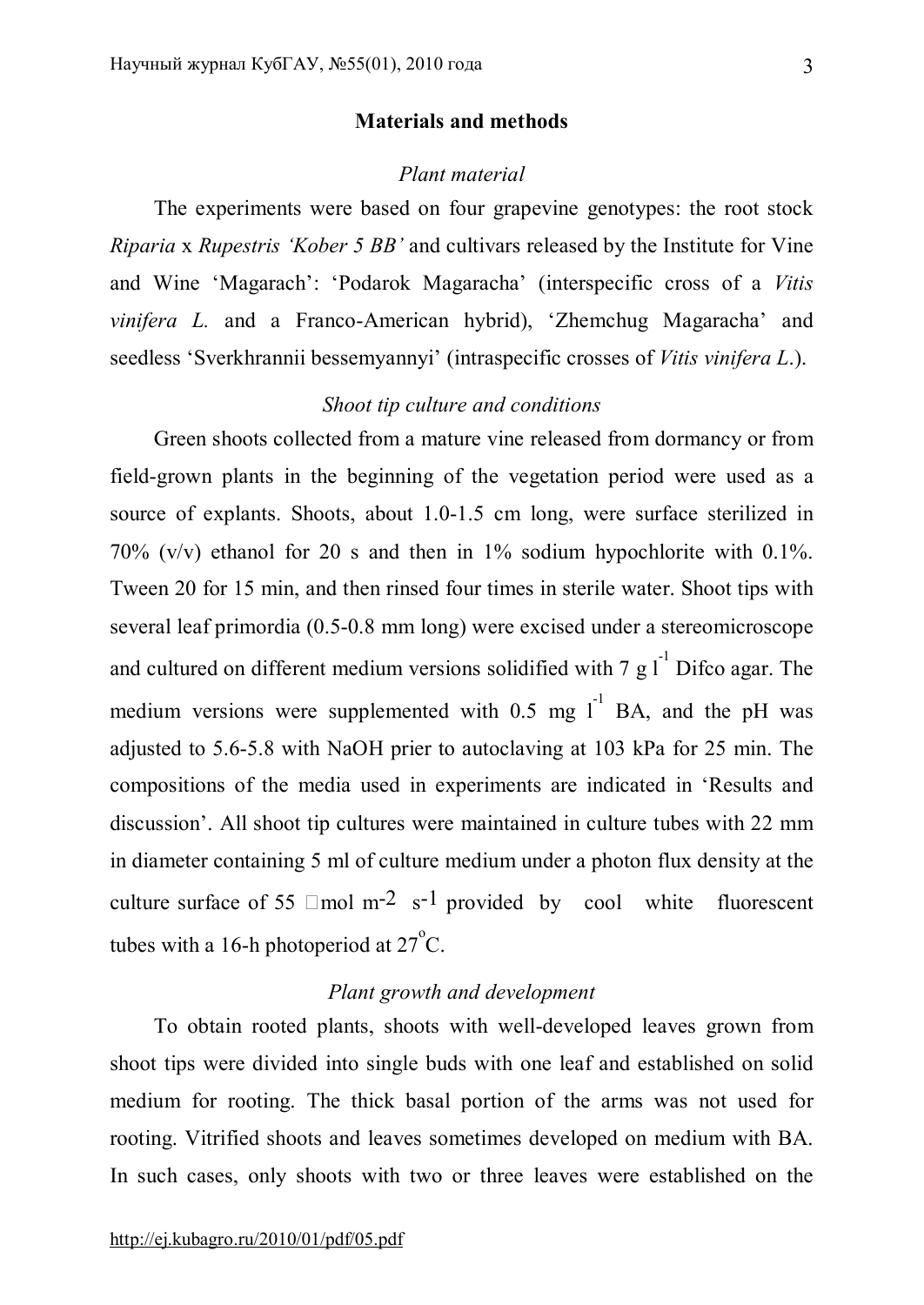## Materials and methods

### *Plant material*

The experiments were based on four grapevine genotypes: the root stock *Riparia* x *Rupestris 'Kober 5 BB'* and cultivars released by the Institute for Vine and Wine 'Magarach': 'Podarok Magaracha' (interspecific cross of a *Vitis vinifera L.* and a Franco-American hybrid), 'Zhemchug Magaracha' and seedless 'Sverkhrannii bessemyannyi' (intraspecific crosses of *Vitis vinifera L.*).

### *Shoot tip culture and conditions*

Green shoots collected from a mature vine released from dormancy or from field-grown plants in the beginning of the vegetation period were used as a source of explants. Shoots, about 1.0-1.5 cm long, were surface sterilized in 70% (v/v) ethanol for 20 s and then in 1% sodium hypochlorite with 0.1%. Tween 20 for 15 min, and then rinsed four times in sterile water. Shoot tips with several leaf primordia (0.5-0.8 mm long) were excised under a stereomicroscope and cultured on different medium versions solidified with 7 g $l^{-1}$ Difco agar. The medium versions were supplemented with 0.5 mg $l^{-1}$ BA, and the pH was adjusted to 5.6-5.8 with NaOH prier to autoclaving at 103 kPa for 25 min. The compositions of the media used in experiments are indicated in 'Results and discussion'. All shoot tip cultures were maintained in culture tubes with 22 mm in diameter containing 5 ml of culture medium under a photon flux density at the culture surface of 55 $\mu$mol $m^{-2}$ $s^{-1}$ provided by cool white fluorescent tubes with a 16-h photoperiod at 27°C.

### *Plant growth and development*

To obtain rooted plants, shoots with well-developed leaves grown from shoot tips were divided into single buds with one leaf and established on solid medium for rooting. The thick basal portion of the arms was not used for rooting. Vitrified shoots and leaves sometimes developed on medium with BA. In such cases, only shoots with two or three leaves were established on the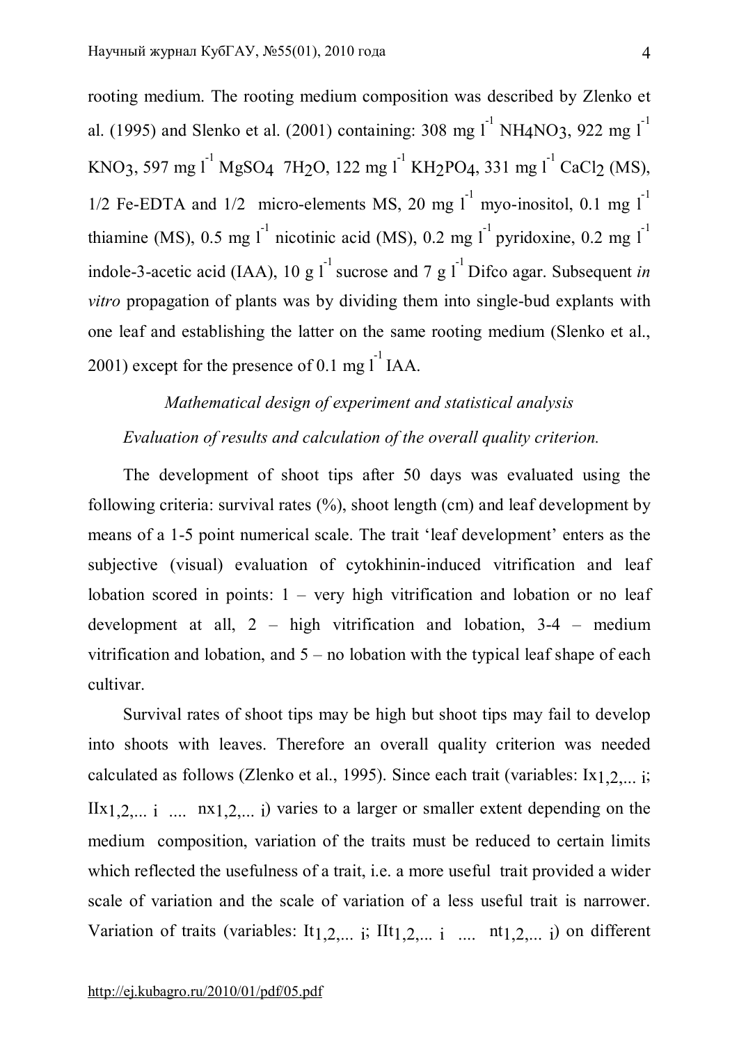rooting medium. The rooting medium composition was described by Zlenko et al. (1995) and Slenko et al. (2001) containing: 308 mg $l^{-1}$ $NH_4NO_3$, 922 mg $l^{-1}$ $KNO_3$, 597 mg $l^{-1}$ $MgSO_4$ $7H_2O$, 122 mg $l^{-1}$ $KH_2PO_4$, 331 mg $l^{-1}$ $CaCl_2$ (MS), 1/2 Fe-EDTA and 1/2 micro-elements MS, 20 mg $l^{-1}$ myo-inositol, 0.1 mg $l^{-1}$ thiamine (MS), 0.5 mg $l^{-1}$ nicotinic acid (MS), 0.2 mg $l^{-1}$ pyridoxine, 0.2 mg $l^{-1}$ indole-3-acetic acid (IAA), 10 g $l^{-1}$ sucrose and 7 g $l^{-1}$ Difco agar. Subsequent *in vitro* propagation of plants was by dividing them into single-bud explants with one leaf and establishing the latter on the same rooting medium (Slenko et al., 2001) except for the presence of 0.1 mg $l^{-1}$ IAA.

*Mathematical design of experiment and statistical analysis*

*Evaluation of results and calculation of the overall quality criterion.*

The development of shoot tips after 50 days was evaluated using the following criteria: survival rates (%), shoot length (cm) and leaf development by means of a 1-5 point numerical scale. The trait 'leaf development' enters as the subjective (visual) evaluation of cytokhinin-induced vitrification and leaf lobation scored in points: 1 – very high vitrification and lobation or no leaf development at all, 2 – high vitrification and lobation, 3-4 – medium vitrification and lobation, and 5 – no lobation with the typical leaf shape of each cultivar.

Survival rates of shoot tips may be high but shoot tips may fail to develop into shoots with leaves. Therefore an overall quality criterion was needed calculated as follows (Zlenko et al., 1995). Since each trait (variables: $Ix_{1,2,\dots i}$; $IIx_{1,2,\dots i}$ .... $nx_{1,2,\dots i}$) varies to a larger or smaller extent depending on the medium composition, variation of the traits must be reduced to certain limits which reflected the usefulness of a trait, i.e. a more useful trait provided a wider scale of variation and the scale of variation of a less useful trait is narrower. Variation of traits (variables: $It_{1,2,\dots i}$; $IIt_{1,2,\dots i}$ .... $nt_{1,2,\dots i}$) on different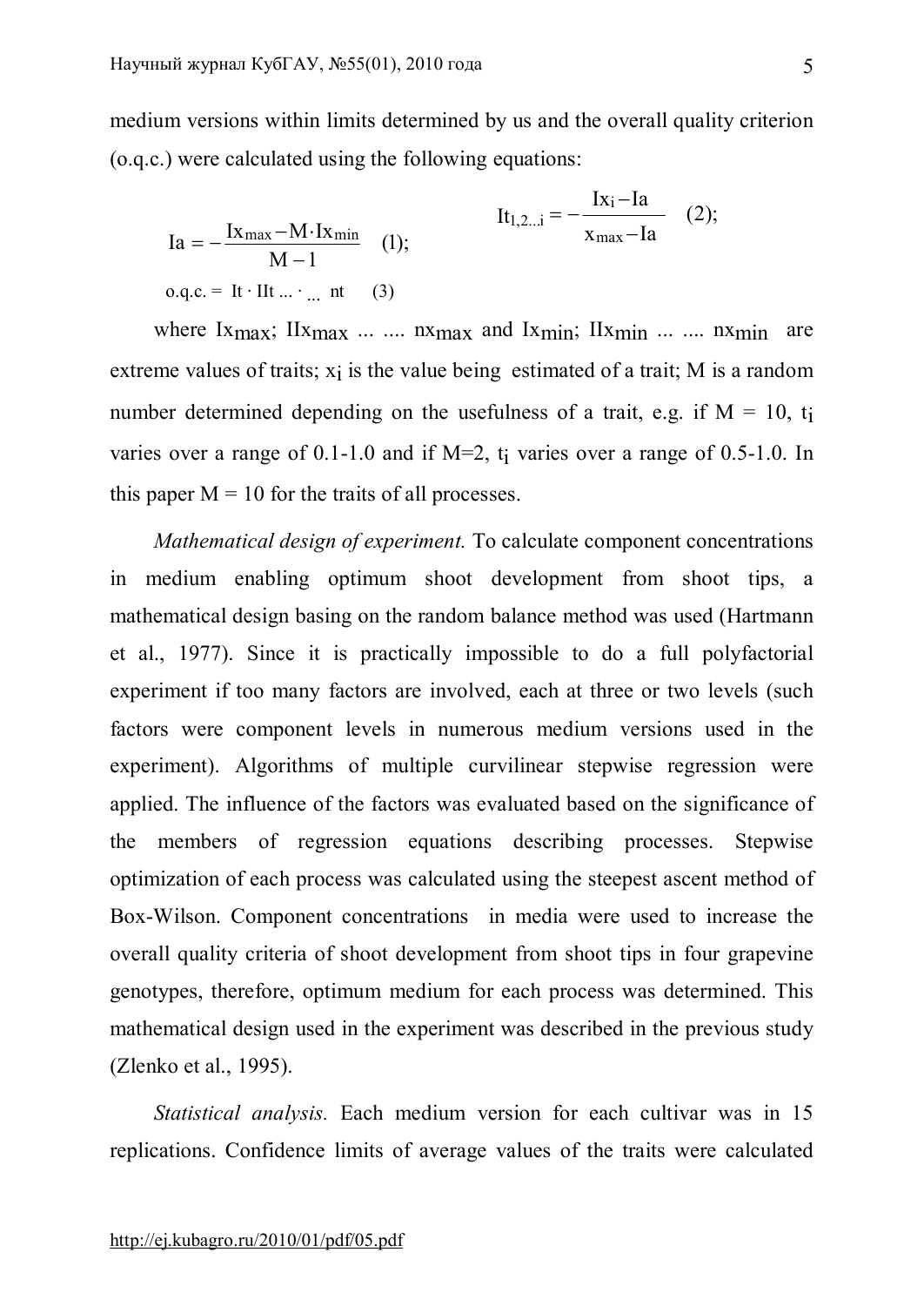medium versions within limits determined by us and the overall quality criterion (o.q.c.) were calculated using the following equations:

$$Ia = -\frac{Ix_{max} - M \cdot Ix_{min}}{M - 1} \quad (1);$$

$$It_{1,2...i} = -\frac{Ix_i - Ia}{x_{max} - Ia} \quad (2);$$

$$\text{o.q.c.} = It \cdot IIt \ldots \cdot_{\ldots} nt \quad (3)$$

where $Ix_{max}$; $IIx_{max}$ ... .... $nx_{max}$ and $Ix_{min}$; $IIx_{min}$ ... .... $nx_{min}$ are extreme values of traits; $x_i$ is the value being estimated of a trait; M is a random number determined depending on the usefulness of a trait, e.g. if M = 10, $t_i$ varies over a range of 0.1-1.0 and if M=2, $t_i$ varies over a range of 0.5-1.0. In this paper M = 10 for the traits of all processes.

*Mathematical design of experiment.* To calculate component concentrations in medium enabling optimum shoot development from shoot tips, a mathematical design basing on the random balance method was used (Hartmann et al., 1977). Since it is practically impossible to do a full polyfactorial experiment if too many factors are involved, each at three or two levels (such factors were component levels in numerous medium versions used in the experiment). Algorithms of multiple curvilinear stepwise regression were applied. The influence of the factors was evaluated based on the significance of the members of regression equations describing processes. Stepwise optimization of each process was calculated using the steepest ascent method of Box-Wilson. Component concentrations in media were used to increase the overall quality criteria of shoot development from shoot tips in four grapevine genotypes, therefore, optimum medium for each process was determined. This mathematical design used in the experiment was described in the previous study (Zlenko et al., 1995).

*Statistical analysis.* Each medium version for each cultivar was in 15 replications. Confidence limits of average values of the traits were calculated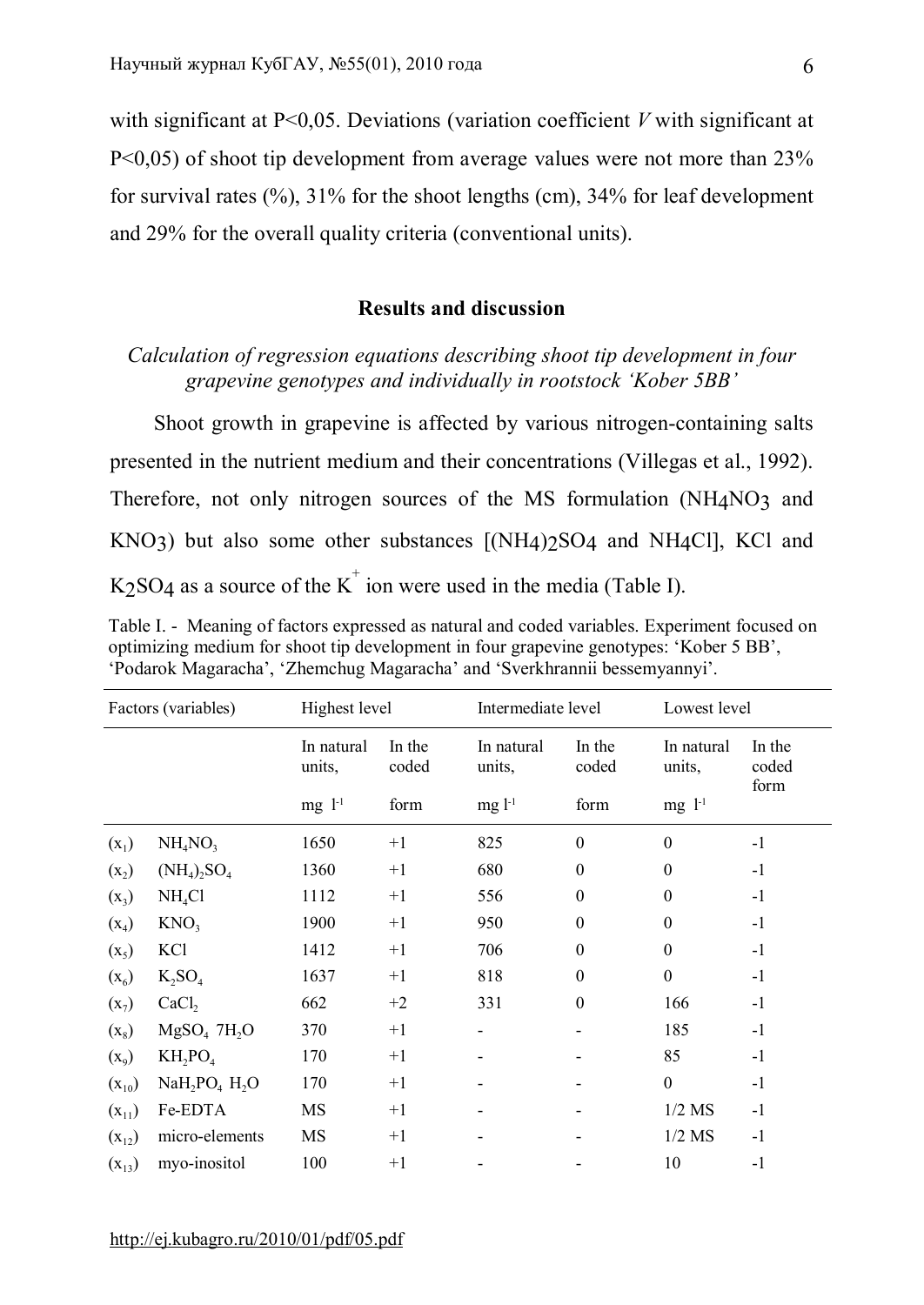with significant at P<0,05. Deviations (variation coefficient *V* with significant at P<0,05) of shoot tip development from average values were not more than 23% for survival rates (%), 31% for the shoot lengths (cm), 34% for leaf development and 29% for the overall quality criteria (conventional units).

## Results and discussion

### *Calculation of regression equations describing shoot tip development in four grapevine genotypes and individually in rootstock 'Kober 5BB'*

Shoot growth in grapevine is affected by various nitrogen-containing salts presented in the nutrient medium and their concentrations (Villegas et al., 1992). Therefore, not only nitrogen sources of the MS formulation ($NH_4NO_3$ and $KNO_3$) but also some other substances [$(NH_4)_2SO_4$ and $NH_4Cl$], KCl and $K_2SO_4$ as a source of the $K^+$ ion were used in the media (Table I).

Table I. - Meaning of factors expressed as natural and coded variables. Experiment focused on optimizing medium for shoot tip development in four grapevine genotypes: 'Kober 5 BB', 'Podarok Magaracha', 'Zhemchug Magaracha' and 'Sverkhrannii bessemyannyi'.

| Factors (variables) | | Highest level | | Intermediate level | | Lowest level | |
|---|---|---|---|---|---|---|---|
| | | In natural units, $mg\ l^{-1}$ | In the coded form | In natural units, $mg\ l^{-1}$ | In the coded form | In natural units, $mg\ l^{-1}$ | In the coded form |
| $(x_1)$ | $NH_4NO_3$ | 1650 | +1 | 825 | 0 | 0 | -1 |
| $(x_2)$ | $(NH_4)_2SO_4$ | 1360 | +1 | 680 | 0 | 0 | -1 |
| $(x_3)$ | $NH_4Cl$ | 1112 | +1 | 556 | 0 | 0 | -1 |
| $(x_4)$ | $KNO_3$ | 1900 | +1 | 950 | 0 | 0 | -1 |
| $(x_5)$ | KCl | 1412 | +1 | 706 | 0 | 0 | -1 |
| $(x_6)$ | $K_2SO_4$ | 1637 | +1 | 818 | 0 | 0 | -1 |
| $(x_7)$ | $CaCl_2$ | 662 | +2 | 331 | 0 | 166 | -1 |
| $(x_8)$ | $MgSO_4\ 7H_2O$ | 370 | +1 | - | - | 185 | -1 |
| $(x_9)$ | $KH_2PO_4$ | 170 | +1 | - | - | 85 | -1 |
| $(x_{10})$ | $NaH_2PO_4\ H_2O$ | 170 | +1 | - | - | 0 | -1 |
| $(x_{11})$ | Fe-EDTA | MS | +1 | - | - | 1/2 MS | -1 |
| $(x_{12})$ | micro-elements | MS | +1 | - | - | 1/2 MS | -1 |
| $(x_{13})$ | myo-inositol | 100 | +1 | - | - | 10 | -1 |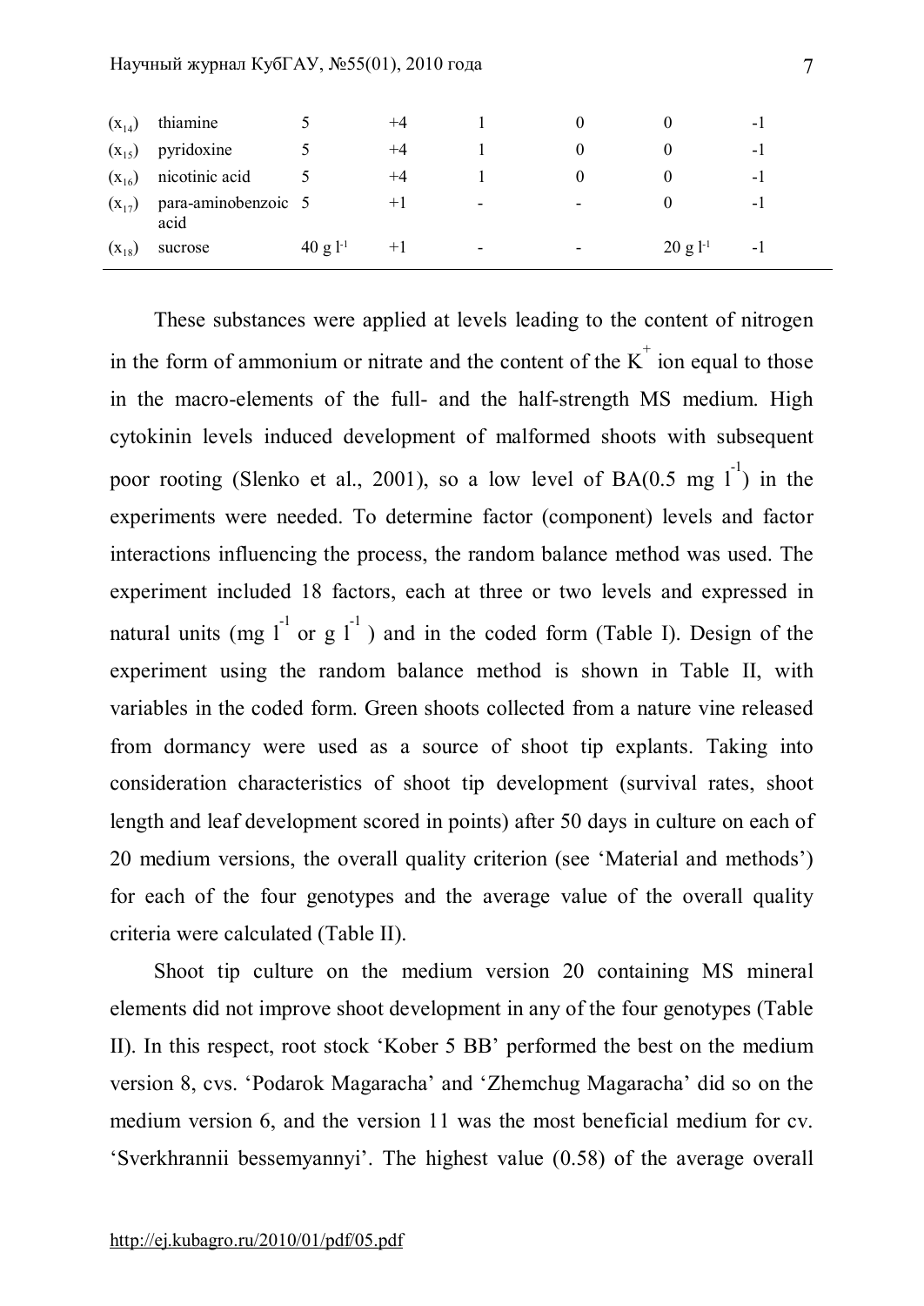| | | | | | | | |
|---|---|---|---|---|---|---|---|
| ($x_{14}$) | thiamine | 5 | +4 | 1 | 0 | 0 | -1 |
| ($x_{15}$) | pyridoxine | 5 | +4 | 1 | 0 | 0 | -1 |
| ($x_{16}$) | nicotinic acid | 5 | +4 | 1 | 0 | 0 | -1 |
| ($x_{17}$) | para-aminobenzoic acid | 5 | +1 | - | - | 0 | -1 |
| ($x_{18}$) | sucrose | 40 g $l^{-1}$ | +1 | - | - | 20 g $l^{-1}$ | -1 |

These substances were applied at levels leading to the content of nitrogen in the form of ammonium or nitrate and the content of the $K^{+}$ ion equal to those in the macro-elements of the full- and the half-strength MS medium. High cytokinin levels induced development of malformed shoots with subsequent poor rooting (Slenko et al., 2001), so a low level of BA(0.5 mg $l^{-1}$) in the experiments were needed. To determine factor (component) levels and factor interactions influencing the process, the random balance method was used. The experiment included 18 factors, each at three or two levels and expressed in natural units (mg $l^{-1}$ or g $l^{-1}$ ) and in the coded form (Table I). Design of the experiment using the random balance method is shown in Table II, with variables in the coded form. Green shoots collected from a nature vine released from dormancy were used as a source of shoot tip explants. Taking into consideration characteristics of shoot tip development (survival rates, shoot length and leaf development scored in points) after 50 days in culture on each of 20 medium versions, the overall quality criterion (see 'Material and methods') for each of the four genotypes and the average value of the overall quality criteria were calculated (Table II).

Shoot tip culture on the medium version 20 containing MS mineral elements did not improve shoot development in any of the four genotypes (Table II). In this respect, root stock 'Kober 5 BB' performed the best on the medium version 8, cvs. 'Podarok Magaracha' and 'Zhemchug Magaracha' did so on the medium version 6, and the version 11 was the most beneficial medium for cv. 'Sverkhrannii bessemyannyi'. The highest value (0.58) of the average overall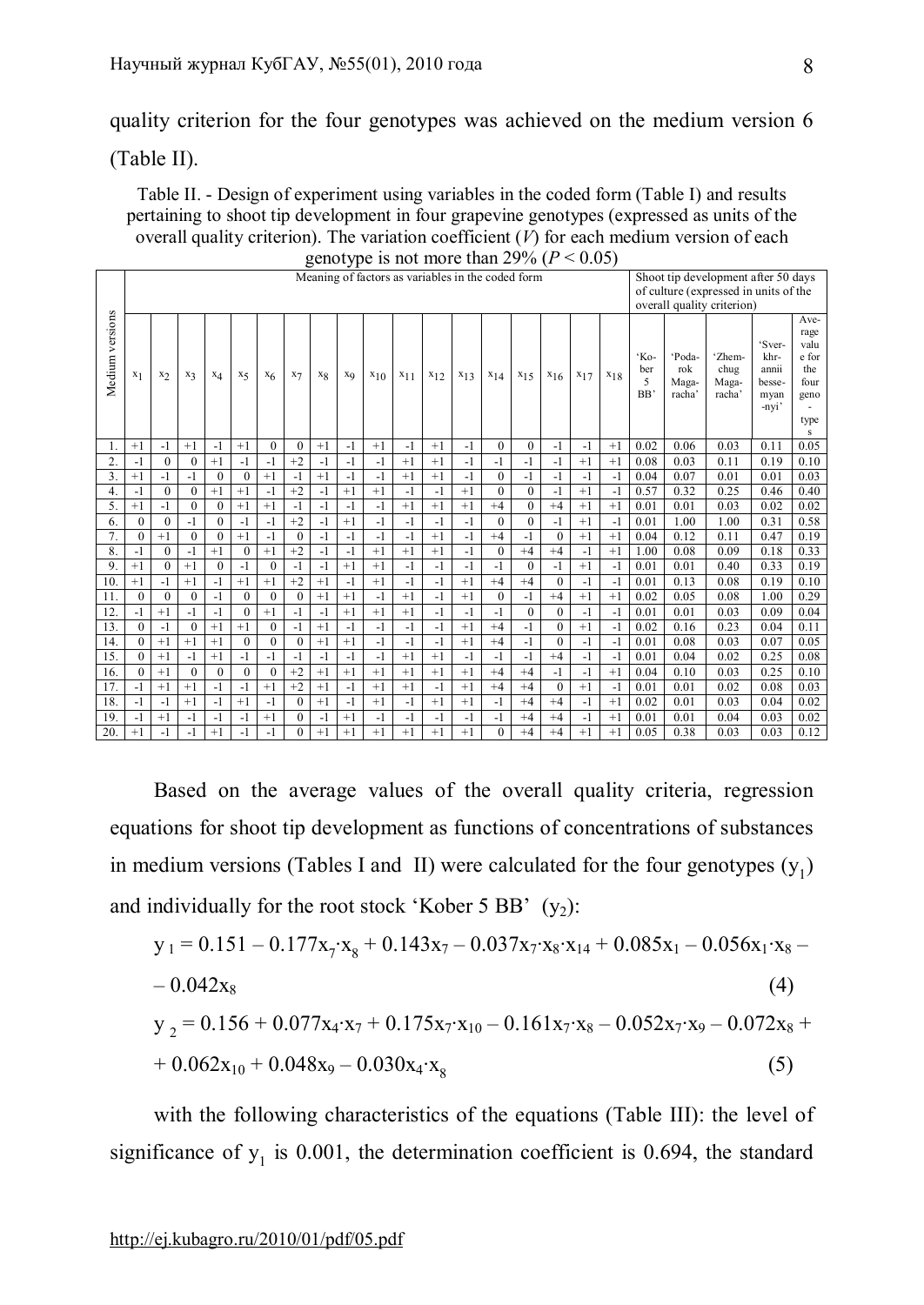quality criterion for the four genotypes was achieved on the medium version 6 (Table II).

Table II. - Design of experiment using variables in the coded form (Table I) and results pertaining to shoot tip development in four grapevine genotypes (expressed as units of the overall quality criterion). The variation coefficient ($V$) for each medium version of each genotype is not more than 29% ($P < 0.05$)

| Medium versions | Meaning of factors as variables in the coded form | | | | | | | | | | | | | | | | | | Shoot tip development after 50 days of culture (expressed in units of the overall quality criterion) | | | | |
|---|---|---|---|---|---|---|---|---|---|---|---|---|---|---|---|---|---|---|---|---|---|---|---|
| | $x_1$ | $x_2$ | $x_3$ | $x_4$ | $x_5$ | $x_6$ | $x_7$ | $x_8$ | $x_9$ | $x_{10}$ | $x_{11}$ | $x_{12}$ | $x_{13}$ | $x_{14}$ | $x_{15}$ | $x_{16}$ | $x_{17}$ | $x_{18}$ | 'Kober 5 BB' | 'Podarok Magaracha' | 'Zhemchug Magaracha' | 'Sverkhrannii bessemyannyi' | Average value for the four genotypes |
| 1. | +1 | -1 | +1 | -1 | +1 | 0 | 0 | +1 | -1 | +1 | -1 | +1 | -1 | 0 | 0 | -1 | -1 | +1 | 0.02 | 0.06 | 0.03 | 0.11 | 0.05 |
| 2. | -1 | 0 | 0 | +1 | -1 | -1 | +2 | -1 | -1 | -1 | +1 | +1 | -1 | -1 | -1 | -1 | +1 | +1 | 0.08 | 0.03 | 0.11 | 0.19 | 0.10 |
| 3. | +1 | -1 | -1 | 0 | 0 | +1 | -1 | +1 | -1 | -1 | +1 | +1 | -1 | 0 | -1 | -1 | -1 | -1 | 0.04 | 0.07 | 0.01 | 0.01 | 0.03 |
| 4. | -1 | 0 | 0 | +1 | +1 | -1 | +2 | -1 | +1 | +1 | -1 | -1 | +1 | 0 | 0 | -1 | +1 | -1 | 0.57 | 0.32 | 0.25 | 0.46 | 0.40 |
| 5. | +1 | -1 | 0 | 0 | +1 | +1 | -1 | -1 | -1 | -1 | +1 | +1 | +1 | +4 | 0 | +4 | +1 | +1 | 0.01 | 0.01 | 0.03 | 0.02 | 0.02 |
| 6. | 0 | 0 | -1 | 0 | -1 | -1 | +2 | -1 | +1 | -1 | -1 | -1 | -1 | 0 | 0 | -1 | +1 | -1 | 0.01 | 1.00 | 1.00 | 0.31 | 0.58 |
| 7. | 0 | +1 | 0 | 0 | +1 | -1 | 0 | -1 | -1 | -1 | -1 | +1 | -1 | +4 | -1 | 0 | +1 | +1 | 0.04 | 0.12 | 0.11 | 0.47 | 0.19 |
| 8. | -1 | 0 | -1 | +1 | 0 | +1 | +2 | -1 | -1 | +1 | +1 | +1 | -1 | 0 | +4 | +4 | -1 | +1 | 1.00 | 0.08 | 0.09 | 0.18 | 0.33 |
| 9. | +1 | 0 | +1 | 0 | -1 | 0 | -1 | -1 | +1 | +1 | -1 | -1 | -1 | -1 | 0 | -1 | +1 | -1 | 0.01 | 0.01 | 0.40 | 0.33 | 0.19 |
| 10. | +1 | -1 | +1 | -1 | +1 | +1 | +2 | +1 | -1 | +1 | -1 | -1 | +1 | +4 | +4 | 0 | -1 | -1 | 0.01 | 0.13 | 0.08 | 0.19 | 0.10 |
| 11. | 0 | 0 | 0 | -1 | 0 | 0 | 0 | +1 | +1 | -1 | +1 | -1 | +1 | 0 | -1 | +4 | +1 | +1 | 0.02 | 0.05 | 0.08 | 1.00 | 0.29 |
| 12. | -1 | +1 | -1 | -1 | 0 | +1 | -1 | -1 | +1 | +1 | +1 | -1 | -1 | -1 | 0 | 0 | -1 | -1 | 0.01 | 0.01 | 0.03 | 0.09 | 0.04 |
| 13. | 0 | -1 | 0 | +1 | +1 | 0 | -1 | +1 | -1 | -1 | -1 | -1 | +1 | +4 | -1 | 0 | +1 | -1 | 0.02 | 0.16 | 0.23 | 0.04 | 0.11 |
| 14. | 0 | +1 | +1 | +1 | 0 | 0 | 0 | +1 | +1 | -1 | -1 | -1 | +1 | +4 | -1 | 0 | -1 | -1 | 0.01 | 0.08 | 0.03 | 0.07 | 0.05 |
| 15. | 0 | +1 | -1 | +1 | -1 | -1 | -1 | -1 | -1 | -1 | +1 | +1 | -1 | -1 | -1 | +4 | -1 | -1 | 0.01 | 0.04 | 0.02 | 0.25 | 0.08 |
| 16. | 0 | +1 | 0 | 0 | 0 | 0 | +2 | +1 | +1 | +1 | +1 | +1 | +1 | +4 | +4 | -1 | -1 | +1 | 0.04 | 0.10 | 0.03 | 0.25 | 0.10 |
| 17. | -1 | +1 | +1 | -1 | -1 | +1 | +2 | +1 | -1 | +1 | +1 | -1 | +1 | +4 | +4 | 0 | +1 | -1 | 0.01 | 0.01 | 0.02 | 0.08 | 0.03 |
| 18. | -1 | -1 | +1 | -1 | +1 | -1 | 0 | +1 | -1 | +1 | -1 | +1 | +1 | -1 | +4 | +4 | -1 | +1 | 0.02 | 0.01 | 0.03 | 0.04 | 0.02 |
| 19. | -1 | +1 | -1 | -1 | -1 | +1 | 0 | -1 | +1 | -1 | -1 | -1 | -1 | -1 | +4 | +4 | -1 | +1 | 0.01 | 0.01 | 0.04 | 0.03 | 0.02 |
| 20. | +1 | -1 | -1 | +1 | -1 | -1 | 0 | +1 | +1 | +1 | +1 | +1 | +1 | 0 | +4 | +4 | +1 | +1 | 0.05 | 0.38 | 0.03 | 0.03 | 0.12 |

Based on the average values of the overall quality criteria, regression equations for shoot tip development as functions of concentrations of substances in medium versions (Tables I and II) were calculated for the four genotypes ($y_1$) and individually for the root stock 'Kober 5 BB' ($y_2$):

$$y_1 = 0.151 - 0.177x_7 \cdot x_8 + 0.143x_7 - 0.037x_7 \cdot x_8 \cdot x_{14} + 0.085x_1 - 0.056x_1 \cdot x_8 - 0.042x_8 \quad (4)$$

$$y_2 = 0.156 + 0.077x_4 \cdot x_7 + 0.175x_7 \cdot x_{10} - 0.161x_7 \cdot x_8 - 0.052x_7 \cdot x_9 - 0.072x_8 + 0.062x_{10} + 0.048x_9 - 0.030x_4 \cdot x_8 \quad (5)$$

with the following characteristics of the equations (Table III): the level of significance of $y_1$ is 0.001, the determination coefficient is 0.694, the standard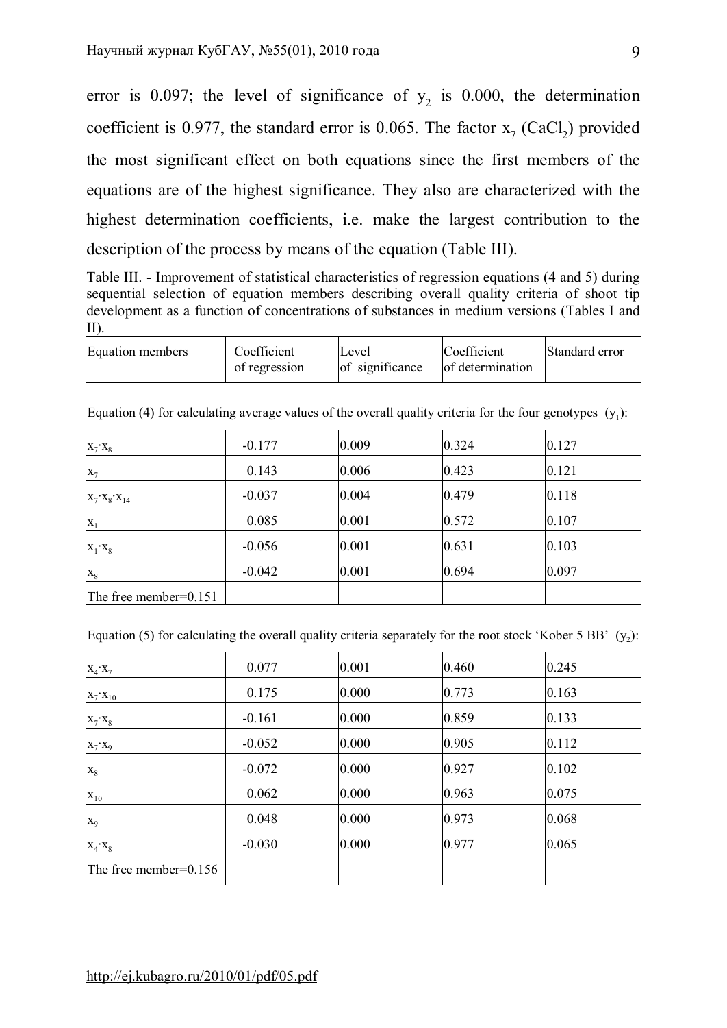error is 0.097; the level of significance of $y_2$ is 0.000, the determination coefficient is 0.977, the standard error is 0.065. The factor $x_7$ ($CaCl_2$) provided the most significant effect on both equations since the first members of the equations are of the highest significance. They also are characterized with the highest determination coefficients, i.e. make the largest contribution to the description of the process by means of the equation (Table III).

Table III. - Improvement of statistical characteristics of regression equations (4 and 5) during sequential selection of equation members describing overall quality criteria of shoot tip development as a function of concentrations of substances in medium versions (Tables I and II).

| Equation members | Coefficient of regression | Level of significance | Coefficient of determination | Standard error |
|---|---|---|---|---|
| Equation (4) for calculating average values of the overall quality criteria for the four genotypes ($y_1$): | | | | |
| $x_7 \cdot x_8$ | -0.177 | 0.009 | 0.324 | 0.127 |
| $x_7$ | 0.143 | 0.006 | 0.423 | 0.121 |
| $x_7 \cdot x_8 \cdot x_{14}$ | -0.037 | 0.004 | 0.479 | 0.118 |
| $x_1$ | 0.085 | 0.001 | 0.572 | 0.107 |
| $x_1 \cdot x_8$ | -0.056 | 0.001 | 0.631 | 0.103 |
| $x_8$ | -0.042 | 0.001 | 0.694 | 0.097 |
| The free member=0.151 | | | | |
| Equation (5) for calculating the overall quality criteria separately for the root stock 'Kober 5 BB' ($y_2$): | | | | |
| $x_4 \cdot x_7$ | 0.077 | 0.001 | 0.460 | 0.245 |
| $x_7 \cdot x_{10}$ | 0.175 | 0.000 | 0.773 | 0.163 |
| $x_7 \cdot x_8$ | -0.161 | 0.000 | 0.859 | 0.133 |
| $x_7 \cdot x_9$ | -0.052 | 0.000 | 0.905 | 0.112 |
| $x_8$ | -0.072 | 0.000 | 0.927 | 0.102 |
| $x_{10}$ | 0.062 | 0.000 | 0.963 | 0.075 |
| $x_9$ | 0.048 | 0.000 | 0.973 | 0.068 |
| $x_4 \cdot x_8$ | -0.030 | 0.000 | 0.977 | 0.065 |
| The free member=0.156 | | | | |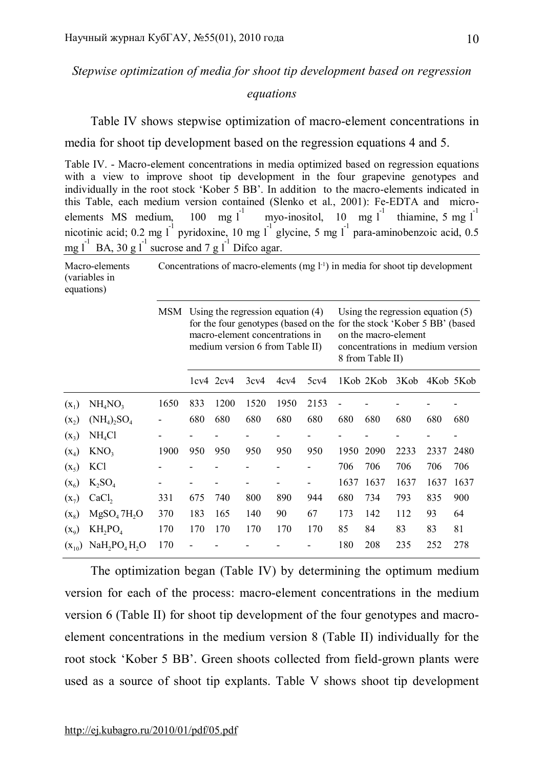*Stepwise optimization of media for shoot tip development based on regression equations*

Table IV shows stepwise optimization of macro-element concentrations in media for shoot tip development based on the regression equations 4 and 5.

Table IV. - Macro-element concentrations in media optimized based on regression equations with a view to improve shoot tip development in the four grapevine genotypes and individually in the root stock 'Kober 5 BB'. In addition to the macro-elements indicated in this Table, each medium version contained (Slenko et al., 2001): Fe-EDTA and micro-elements MS medium, 100 mg $l^{-1}$ myo-inositol, 10 mg $l^{-1}$ thiamine, 5 mg $l^{-1}$ nicotinic acid; 0.2 mg $l^{-1}$ pyridoxine, 10 mg $l^{-1}$ glycine, 5 mg $l^{-1}$ para-aminobenzoic acid, 0.5 mg $l^{-1}$ BA, 30 g $l^{-1}$ sucrose and 7 g $l^{-1}$ Difco agar.

| Macro-elements (variables in equations) | | Concentrations of macro-elements (mg $l^{-1}$) in media for shoot tip development | | | | | | | | | | |
|---|---|---|---|---|---|---|---|---|---|---|---|---|
| | | MSM | Using the regression equation (4) for the four genotypes (based on the macro-element concentrations in medium version 6 from Table II) | | | | | Using the regression equation (5) for the stock 'Kober 5 BB' (based on the macro-element concentrations in medium version 8 from Table II) | | | | |
| | | | 1cv4 | 2cv4 | 3cv4 | 4cv4 | 5cv4 | 1Kob | 2Kob | 3Kob | 4Kob | 5Kob |
| ($x_1$) | $NH_4NO_3$ | 1650 | 833 | 1200 | 1520 | 1950 | 2153 | - | - | - | - | - |
| ($x_2$) | $(NH_4)_2SO_4$ | - | 680 | 680 | 680 | 680 | 680 | 680 | 680 | 680 | 680 | 680 |
| ($x_3$) | $NH_4Cl$ | - | - | - | - | - | - | - | - | - | - | - |
| ($x_4$) | $KNO_3$ | 1900 | 950 | 950 | 950 | 950 | 950 | 1950 | 2090 | 2233 | 2337 | 2480 |
| ($x_5$) | KCl | - | - | - | - | - | - | 706 | 706 | 706 | 706 | 706 |
| ($x_6$) | $K_2SO_4$ | - | - | - | - | - | - | 1637 | 1637 | 1637 | 1637 | 1637 |
| ($x_7$) | $CaCl_2$ | 331 | 675 | 740 | 800 | 890 | 944 | 680 | 734 | 793 | 835 | 900 |
| ($x_8$) | $MgSO_4\,7H_2O$ | 370 | 183 | 165 | 140 | 90 | 67 | 173 | 142 | 112 | 93 | 64 |
| ($x_9$) | $KH_2PO_4$ | 170 | 170 | 170 | 170 | 170 | 170 | 85 | 84 | 83 | 83 | 81 |
| ($x_{10}$) | $NaH_2PO_4\,H_2O$ | 170 | - | - | - | - | - | 180 | 208 | 235 | 252 | 278 |

The optimization began (Table IV) by determining the optimum medium version for each of the process: macro-element concentrations in the medium version 6 (Table II) for shoot tip development of the four genotypes and macro-element concentrations in the medium version 8 (Table II) individually for the root stock 'Kober 5 BB'. Green shoots collected from field-grown plants were used as a source of shoot tip explants. Table V shows shoot tip development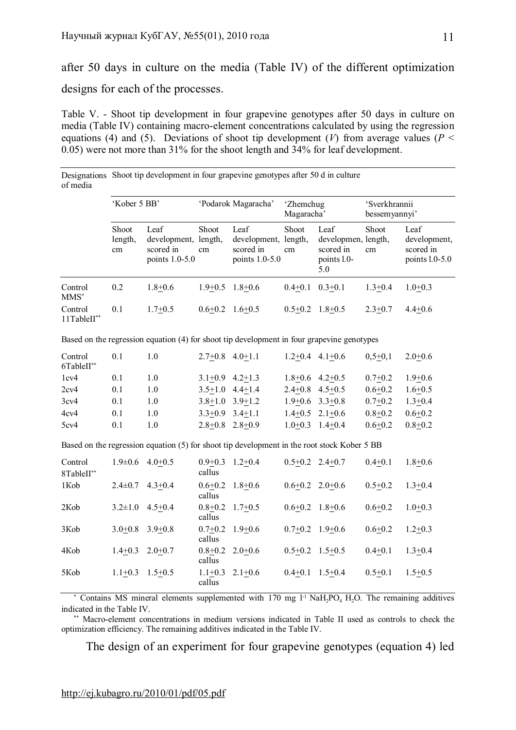after 50 days in culture on the media (Table IV) of the different optimization designs for each of the processes.

Table V. - Shoot tip development in four grapevine genotypes after 50 days in culture on media (Table IV) containing macro-element concentrations calculated by using the regression equations (4) and (5). Deviations of shoot tip development (*V*) from average values ($P < 0.05$) were not more than 31% for the shoot length and 34% for leaf development.

| Designations of media | Shoot tip development in four grapevine genotypes after 50 d in culture | | | | | | | |
|---|---|---|---|---|---|---|---|---|
| | 'Kober 5 BB' | | 'Podarok Magaracha' | | 'Zhemchug Magaracha' | | 'Sverkhrannii bessemyannyi' | |
| | Shoot length, cm | Leaf development, scored in points 1.0-5.0 | Shoot length, cm | Leaf development, scored in points 1.0-5.0 | Shoot length, cm | Leaf developmen, scored in points l.0-5.0 | Shoot length, cm | Leaf development, scored in points l.0-5.0 |
| Control MMS* | 0.2 | 1.8±0.6 | 1.9±0.5 | 1.8±0.6 | 0.4±0.1 | 0.3±0.1 | 1.3±0.4 | 1.0±0.3 |
| Control 11TableII** | 0.1 | 1.7±0.5 | 0.6±0.2 | 1.6±0.5 | 0.5±0.2 | 1.8±0.5 | 2.3±0.7 | 4.4±0.6 |
| Based on the regression equation (4) for shoot tip development in four grapevine genotypes | | | | | | | | |
| Control 6TableII** | 0.1 | 1.0 | 2.7±0.8 | 4.0±1.1 | 1.2±0.4 | 4.1±0.6 | 0,5±0,1 | 2.0±0.6 |
| 1cv4 | 0.1 | 1.0 | 3.1±0.9 | 4.2±1.3 | 1.8±0.6 | 4.2±0.5 | 0.7±0.2 | 1.9±0.6 |
| 2cv4 | 0.1 | 1.0 | 3.5±1.0 | 4.4±1.4 | 2.4±0.8 | 4.5±0.5 | 0.6±0.2 | 1.6±0.5 |
| 3cv4 | 0.1 | 1.0 | 3.8±1.0 | 3.9±1.2 | 1.9±0.6 | 3.3±0.8 | 0.7±0.2 | 1.3±0.4 |
| 4cv4 | 0.1 | 1.0 | 3.3±0.9 | 3.4±1.1 | 1.4±0.5 | 2.1±0.6 | 0.8±0.2 | 0.6±0.2 |
| 5cv4 | 0.1 | 1.0 | 2.8±0.8 | 2.8±0.9 | 1.0±0.3 | 1.4±0.4 | 0.6±0.2 | 0.8±0.2 |
| Based on the regression equation (5) for shoot tip development in the root stock Kober 5 BB | | | | | | | | |
| Control 8TableII** | 1.9±0.6 | 4.0±0.5 | 0.9±0.3 callus | 1.2±0.4 | 0.5±0.2 | 2.4±0.7 | 0.4±0.1 | 1.8±0.6 |
| 1Kob | 2.4±0.7 | 4.3±0.4 | 0.6±0.2 callus | 1.8±0.6 | 0.6±0.2 | 2.0±0.6 | 0.5±0.2 | 1.3±0.4 |
| 2Kob | 3.2±1.0 | 4.5±0.4 | 0.8±0.2 callus | 1.7±0.5 | 0.6±0.2 | 1.8±0.6 | 0.6±0.2 | 1.0±0.3 |
| 3Kob | 3.0±0.8 | 3.9±0.8 | 0.7±0.2 callus | 1.9±0.6 | 0.7±0.2 | 1.9±0.6 | 0.6±0.2 | 1.2±0.3 |
| 4Kob | 1.4±0.3 | 2.0±0.7 | 0.8±0.2 callus | 2.0±0.6 | 0.5±0.2 | 1.5±0.5 | 0.4±0.1 | 1.3±0.4 |
| 5Kob | 1.1±0.3 | 1.5±0.5 | 1.1±0.3 callus | 2.1±0.6 | 0.4±0.1 | 1.5±0.4 | 0.5±0.1 | 1.5±0.5 |

\* Contains MS mineral elements supplemented with 170 mg $l^{-1}$ $NaH_2PO_4$ $H_2O$. The remaining additives indicated in the Table IV.

\*\* Macro-element concentrations in medium versions indicated in Table II used as controls to check the optimization efficiency. The remaining additives indicated in the Table IV.

The design of an experiment for four grapevine genotypes (equation 4) led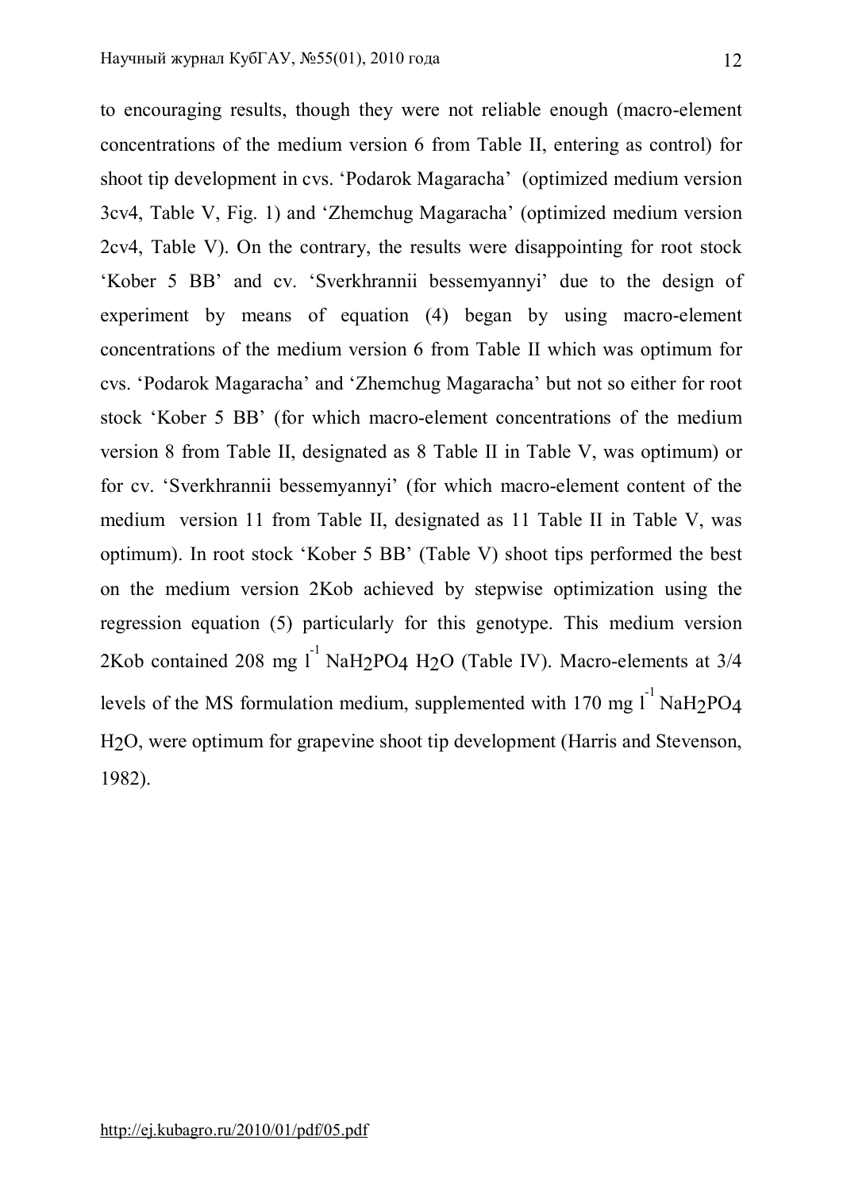to encouraging results, though they were not reliable enough (macro-element concentrations of the medium version 6 from Table II, entering as control) for shoot tip development in cvs. 'Podarok Magaracha' (optimized medium version 3cv4, Table V, Fig. 1) and 'Zhemchug Magaracha' (optimized medium version 2cv4, Table V). On the contrary, the results were disappointing for root stock 'Kober 5 BB' and cv. 'Sverkhrannii bessemyannyi' due to the design of experiment by means of equation (4) began by using macro-element concentrations of the medium version 6 from Table II which was optimum for cvs. 'Podarok Magaracha' and 'Zhemchug Magaracha' but not so either for root stock 'Kober 5 BB' (for which macro-element concentrations of the medium version 8 from Table II, designated as 8 Table II in Table V, was optimum) or for cv. 'Sverkhrannii bessemyannyi' (for which macro-element content of the medium version 11 from Table II, designated as 11 Table II in Table V, was optimum). In root stock 'Kober 5 BB' (Table V) shoot tips performed the best on the medium version 2Kob achieved by stepwise optimization using the regression equation (5) particularly for this genotype. This medium version 2Kob contained 208 mg $l^{-1}$ $NaH_2PO_4$ $H_2O$ (Table IV). Macro-elements at 3/4 levels of the MS formulation medium, supplemented with 170 mg $l^{-1}$ $NaH_2PO_4$ $H_2O$, were optimum for grapevine shoot tip development (Harris and Stevenson, 1982).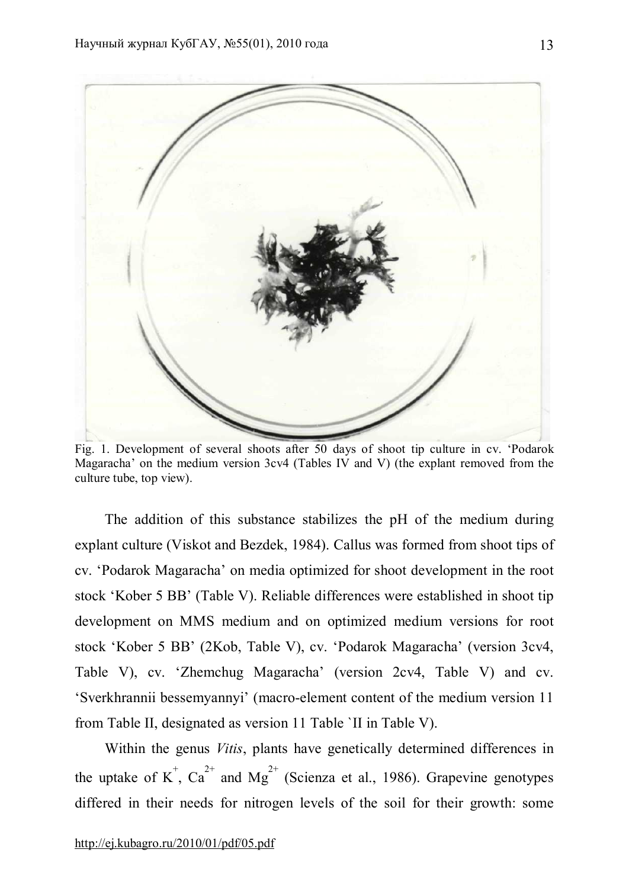Fig. 1. Development of several shoots after 50 days of shoot tip culture in cv. 'Podarok Magaracha' on the medium version 3cv4 (Tables IV and V) (the explant removed from the culture tube, top view).

The addition of this substance stabilizes the pH of the medium during explant culture (Viskot and Bezdek, 1984). Callus was formed from shoot tips of cv. 'Podarok Magaracha' on media optimized for shoot development in the root stock 'Kober 5 BB' (Table V). Reliable differences were established in shoot tip development on MMS medium and on optimized medium versions for root stock 'Kober 5 BB' (2Kob, Table V), cv. 'Podarok Magaracha' (version 3cv4, Table V), cv. 'Zhemchug Magaracha' (version 2cv4, Table V) and cv. 'Sverkhrannii bessemyannyi' (macro-element content of the medium version 11 from Table II, designated as version 11 Table `II in Table V).

Within the genus *Vitis*, plants have genetically determined differences in the uptake of $K^{+}$, $Ca^{2+}$ and $Mg^{2+}$ (Scienza et al., 1986). Grapevine genotypes differed in their needs for nitrogen levels of the soil for their growth: some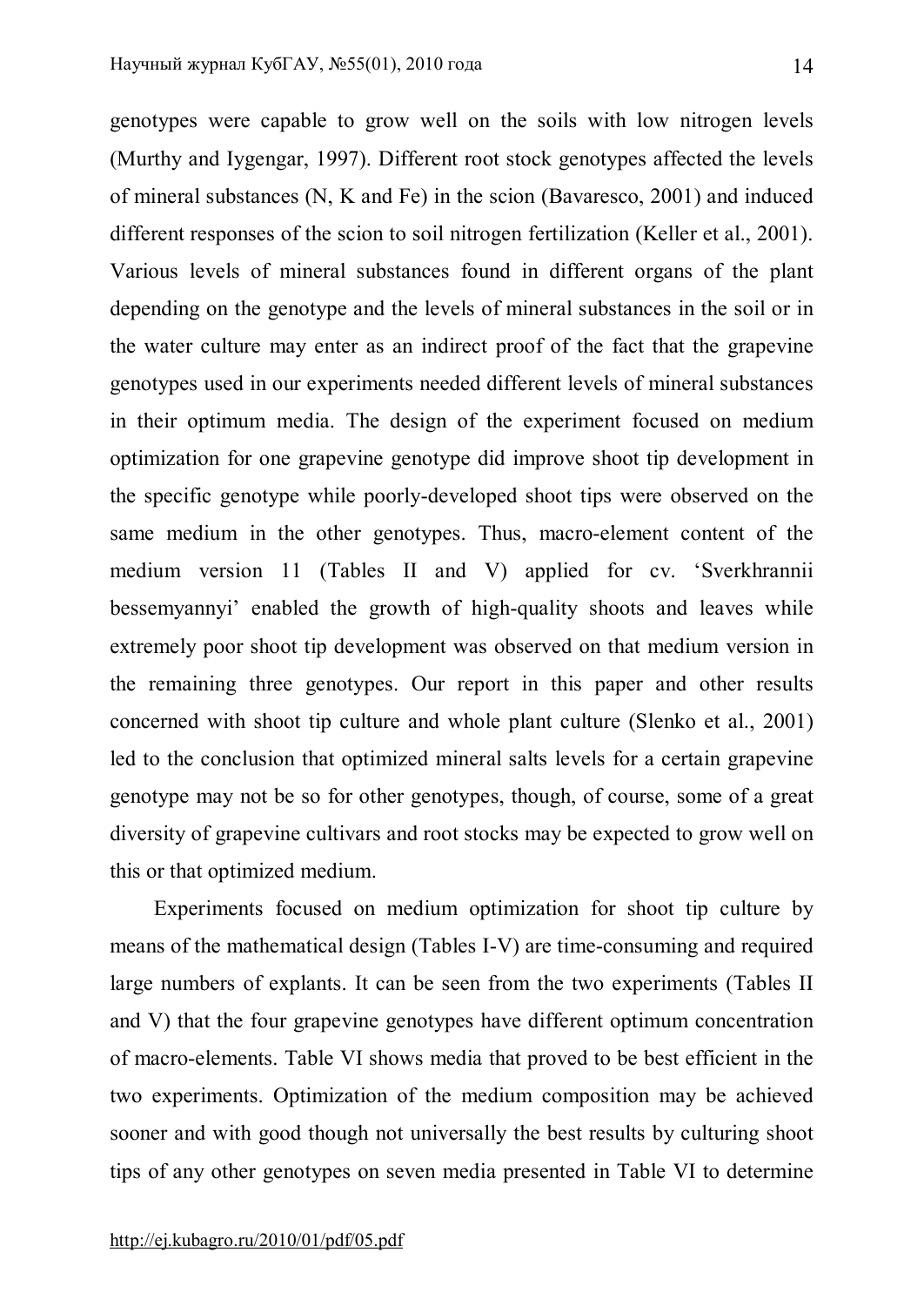genotypes were capable to grow well on the soils with low nitrogen levels (Murthy and Iygengar, 1997). Different root stock genotypes affected the levels of mineral substances (N, K and Fe) in the scion (Bavaresco, 2001) and induced different responses of the scion to soil nitrogen fertilization (Keller et al., 2001). Various levels of mineral substances found in different organs of the plant depending on the genotype and the levels of mineral substances in the soil or in the water culture may enter as an indirect proof of the fact that the grapevine genotypes used in our experiments needed different levels of mineral substances in their optimum media. The design of the experiment focused on medium optimization for one grapevine genotype did improve shoot tip development in the specific genotype while poorly-developed shoot tips were observed on the same medium in the other genotypes. Thus, macro-element content of the medium version 11 (Tables II and V) applied for cv. 'Sverkhrannii bessemyannyi' enabled the growth of high-quality shoots and leaves while extremely poor shoot tip development was observed on that medium version in the remaining three genotypes. Our report in this paper and other results concerned with shoot tip culture and whole plant culture (Slenko et al., 2001) led to the conclusion that optimized mineral salts levels for a certain grapevine genotype may not be so for other genotypes, though, of course, some of a great diversity of grapevine cultivars and root stocks may be expected to grow well on this or that optimized medium.

Experiments focused on medium optimization for shoot tip culture by means of the mathematical design (Tables I-V) are time-consuming and required large numbers of explants. It can be seen from the two experiments (Tables II and V) that the four grapevine genotypes have different optimum concentration of macro-elements. Table VI shows media that proved to be best efficient in the two experiments. Optimization of the medium composition may be achieved sooner and with good though not universally the best results by culturing shoot tips of any other genotypes on seven media presented in Table VI to determine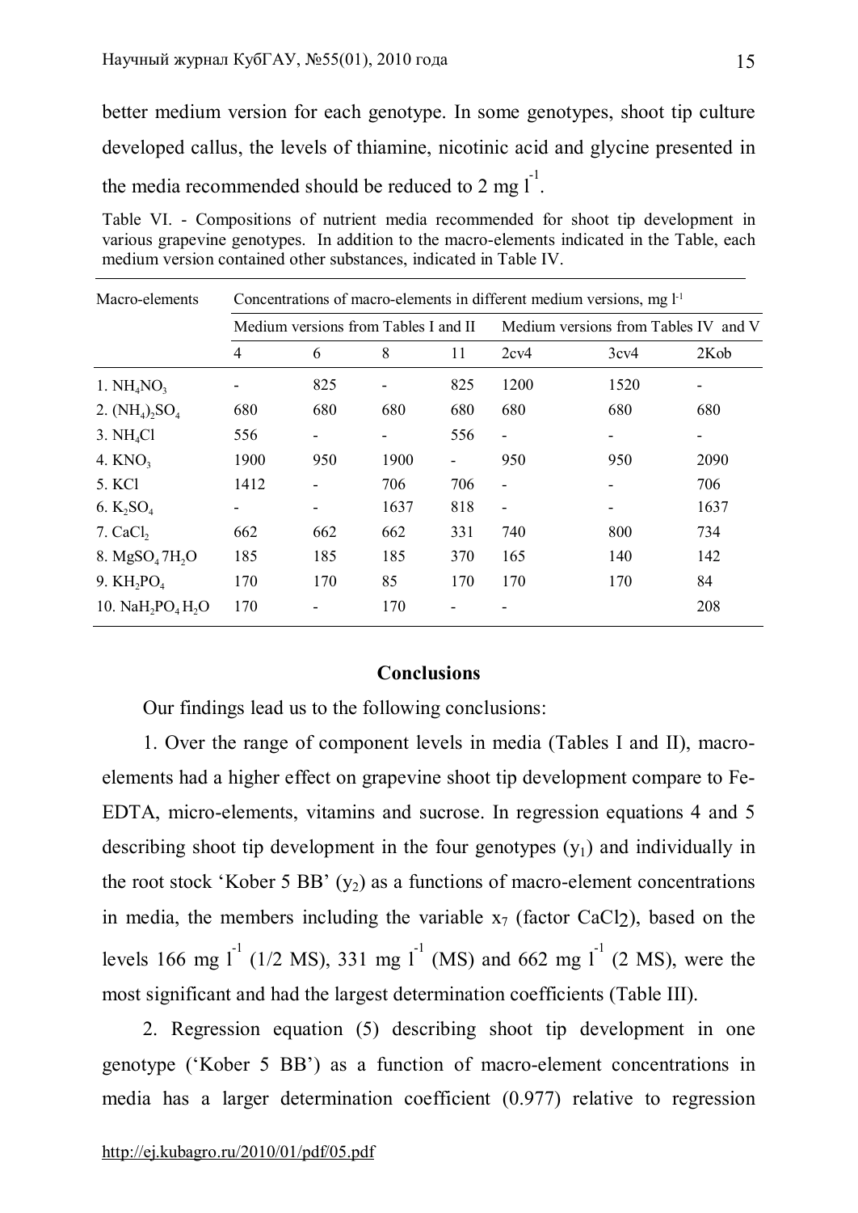better medium version for each genotype. In some genotypes, shoot tip culture developed callus, the levels of thiamine, nicotinic acid and glycine presented in the media recommended should be reduced to 2 mg $l^{-1}$.

Table VI. - Compositions of nutrient media recommended for shoot tip development in various grapevine genotypes. In addition to the macro-elements indicated in the Table, each medium version contained other substances, indicated in Table IV.

| Macro-elements | Concentrations of macro-elements in different medium versions, mg $l^{-1}$ | | | | | | |
|---|---|---|---|---|---|---|---|
| | Medium versions from Tables I and II | | | | Medium versions from Tables IV and V | | |
| | 4 | 6 | 8 | 11 | 2cv4 | 3cv4 | 2Kob |
| 1. $NH_4NO_3$ | - | 825 | - | 825 | 1200 | 1520 | - |
| 2. $(NH_4)_2SO_4$ | 680 | 680 | 680 | 680 | 680 | 680 | 680 |
| 3. $NH_4Cl$ | 556 | - | - | 556 | - | - | - |
| 4. $KNO_3$ | 1900 | 950 | 1900 | - | 950 | 950 | 2090 |
| 5. KCl | 1412 | - | 706 | 706 | - | - | 706 |
| 6. $K_2SO_4$ | - | - | 1637 | 818 | - | - | 1637 |
| 7. $CaCl_2$ | 662 | 662 | 662 | 331 | 740 | 800 | 734 |
| 8. $MgSO_4 7H_2O$ | 185 | 185 | 185 | 370 | 165 | 140 | 142 |
| 9. $KH_2PO_4$ | 170 | 170 | 85 | 170 | 170 | 170 | 84 |
| 10. $NaH_2PO_4 H_2O$ | 170 | - | 170 | - | - | | 208 |

## Conclusions

Our findings lead us to the following conclusions:

1. Over the range of component levels in media (Tables I and II), macro-elements had a higher effect on grapevine shoot tip development compare to Fe-EDTA, micro-elements, vitamins and sucrose. In regression equations 4 and 5 describing shoot tip development in the four genotypes ($y_1$) and individually in the root stock 'Kober 5 BB' ($y_2$) as a functions of macro-element concentrations in media, the members including the variable $x_7$ (factor $CaCl_2$), based on the levels 166 mg $l^{-1}$ (1/2 MS), 331 mg $l^{-1}$ (MS) and 662 mg $l^{-1}$ (2 MS), were the most significant and had the largest determination coefficients (Table III).

2. Regression equation (5) describing shoot tip development in one genotype ('Kober 5 BB') as a function of macro-element concentrations in media has a larger determination coefficient (0.977) relative to regression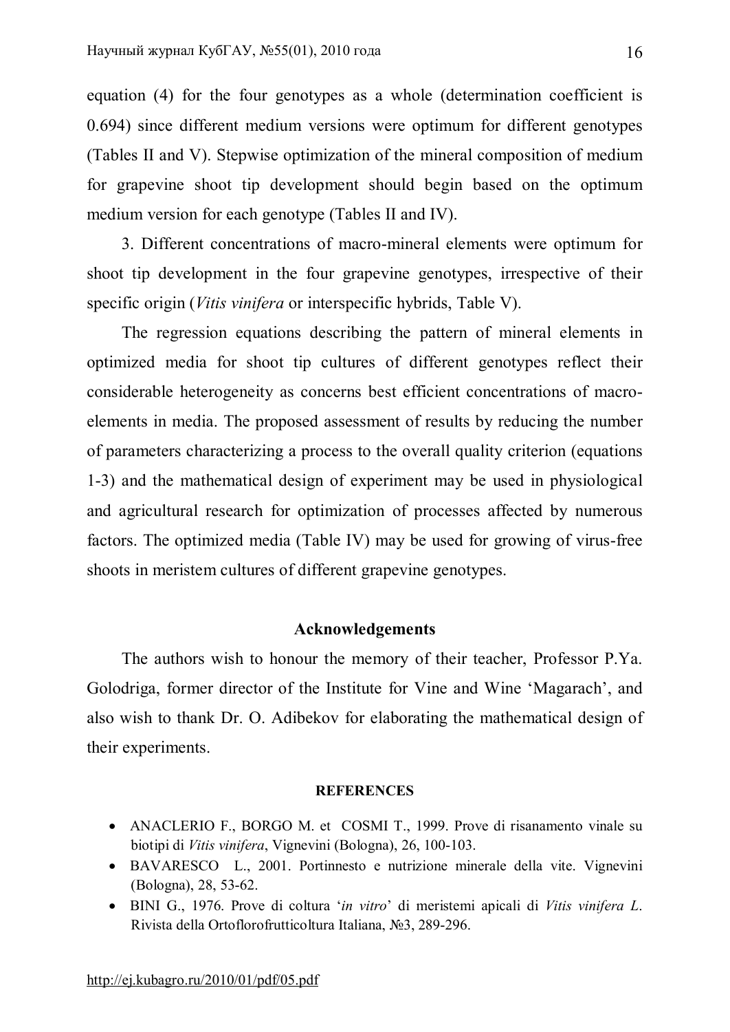equation (4) for the four genotypes as a whole (determination coefficient is 0.694) since different medium versions were optimum for different genotypes (Tables II and V). Stepwise optimization of the mineral composition of medium for grapevine shoot tip development should begin based on the optimum medium version for each genotype (Tables II and IV).

3. Different concentrations of macro-mineral elements were optimum for shoot tip development in the four grapevine genotypes, irrespective of their specific origin (*Vitis vinifera* or interspecific hybrids, Table V).

The regression equations describing the pattern of mineral elements in optimized media for shoot tip cultures of different genotypes reflect their considerable heterogeneity as concerns best efficient concentrations of macro-elements in media. The proposed assessment of results by reducing the number of parameters characterizing a process to the overall quality criterion (equations 1-3) and the mathematical design of experiment may be used in physiological and agricultural research for optimization of processes affected by numerous factors. The optimized media (Table IV) may be used for growing of virus-free shoots in meristem cultures of different grapevine genotypes.

## Acknowledgements

The authors wish to honour the memory of their teacher, Professor P.Ya. Golodriga, former director of the Institute for Vine and Wine 'Magarach', and also wish to thank Dr. O. Adibekov for elaborating the mathematical design of their experiments.

## REFERENCES

- ANACLERIO F., BORGO M. et COSMI T., 1999. Prove di risanamento vinale su biotipi di *Vitis vinifera*, Vignevini (Bologna), 26, 100-103.
- BAVARESCO L., 2001. Portinnesto e nutrizione minerale della vite. Vignevini (Bologna), 28, 53-62.
- BINI G., 1976. Prove di coltura '*in vitro*' di meristemi apicali di *Vitis vinifera L*. Rivista della Ortoflorofrutticoltura Italiana, №3, 289-296.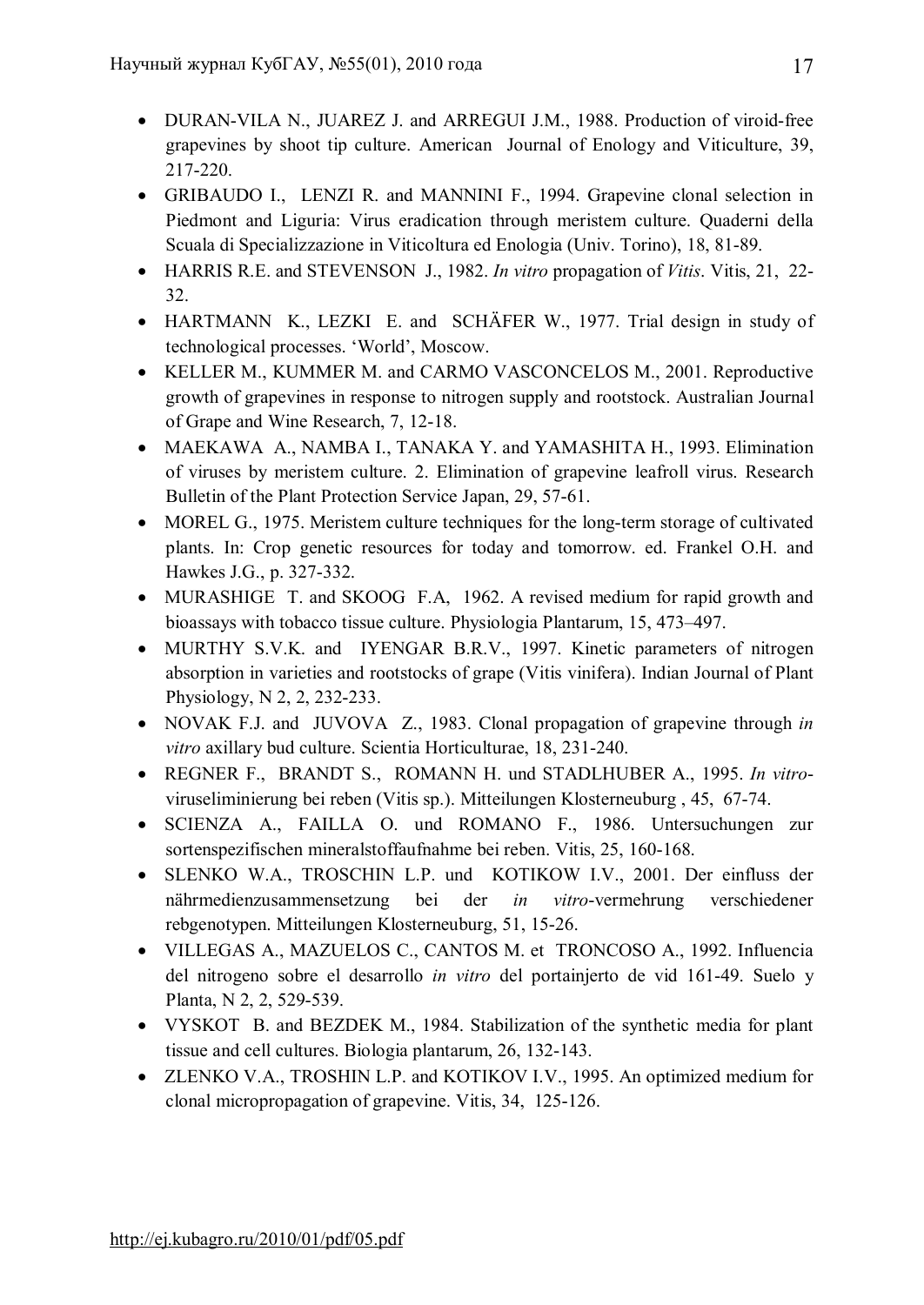- DURAN-VILA N., JUAREZ J. and ARREGUI J.M., 1988. Production of viroid-free grapevines by shoot tip culture. American Journal of Enology and Viticulture, 39, 217-220.
- GRIBAUDO I., LENZI R. and MANNINI F., 1994. Grapevine clonal selection in Piedmont and Liguria: Virus eradication through meristem culture. Quaderni della Scuala di Specializzazione in Viticoltura ed Enologia (Univ. Torino), 18, 81-89.
- HARRIS R.E. and STEVENSON J., 1982. *In vitro* propagation of *Vitis*. Vitis, 21, 22-32.
- HARTMANN K., LEZKI E. and SCHÄFER W., 1977. Trial design in study of technological processes. 'World', Moscow.
- KELLER M., KUMMER M. and CARMO VASCONCELOS M., 2001. Reproductive growth of grapevines in response to nitrogen supply and rootstock. Australian Journal of Grape and Wine Research, 7, 12-18.
- MAEKAWA A., NAMBA I., TANAKA Y. and YAMASHITA H., 1993. Elimination of viruses by meristem culture. 2. Elimination of grapevine leafroll virus. Research Bulletin of the Plant Protection Service Japan, 29, 57-61.
- MOREL G., 1975. Meristem culture techniques for the long-term storage of cultivated plants. In: Crop genetic resources for today and tomorrow. ed. Frankel O.H. and Hawkes J.G., p. 327-332.
- MURASHIGE T. and SKOOG F.A, 1962. A revised medium for rapid growth and bioassays with tobacco tissue culture. Physiologia Plantarum, 15, 473–497.
- MURTHY S.V.K. and IYENGAR B.R.V., 1997. Kinetic parameters of nitrogen absorption in varieties and rootstocks of grape (Vitis vinifera). Indian Journal of Plant Physiology, N 2, 2, 232-233.
- NOVAK F.J. and JUVOVA Z., 1983. Clonal propagation of grapevine through *in vitro* axillary bud culture. Scientia Horticulturae, 18, 231-240.
- REGNER F., BRANDT S., ROMANN H. und STADLHUBER A., 1995. *In vitro*-viruseliminierung bei reben (Vitis sp.). Mitteilungen Klosterneuburg , 45, 67-74.
- SCIENZA A., FAILLA O. und ROMANO F., 1986. Untersuchungen zur sortenspezifischen mineralstoffaufnahme bei reben. Vitis, 25, 160-168.
- SLENKO W.A., TROSCHIN L.P. und KOTIKOW I.V., 2001. Der einfluss der nährmedienzusammensetzung bei der *in vitro*-vermehrung verschiedener rebgenotypen. Mitteilungen Klosterneuburg, 51, 15-26.
- VILLEGAS A., MAZUELOS C., CANTOS M. et TRONCOSO A., 1992. Influencia del nitrogeno sobre el desarrollo *in vitro* del portainjerto de vid 161-49. Suelo y Planta, N 2, 2, 529-539.
- VYSKOT B. and BEZDEK M., 1984. Stabilization of the synthetic media for plant tissue and cell cultures. Biologia plantarum, 26, 132-143.
- ZLENKO V.A., TROSHIN L.P. and KOTIKOV I.V., 1995. An optimized medium for clonal micropropagation of grapevine. Vitis, 34, 125-126.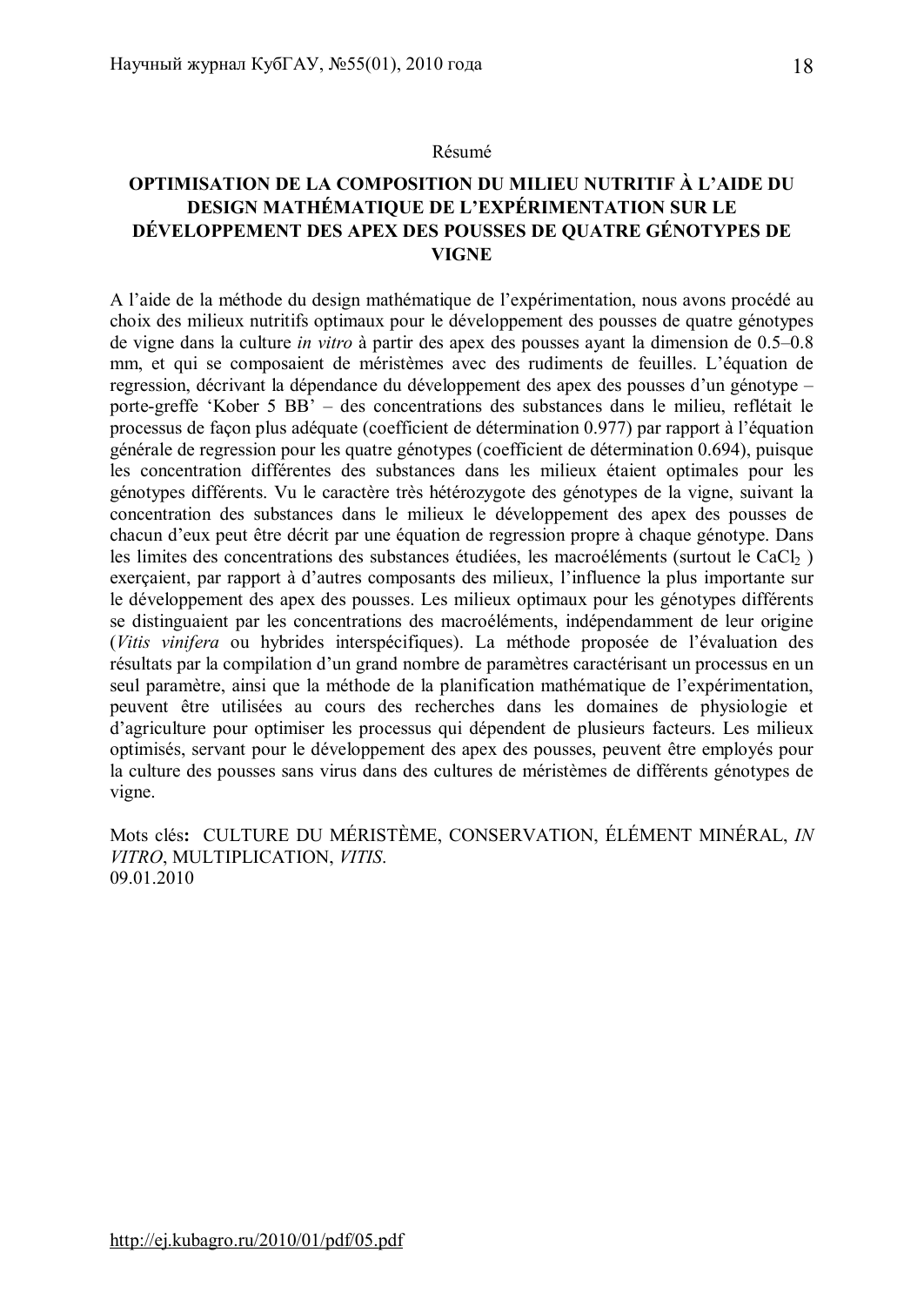Résumé

## OPTIMISATION DE LA COMPOSITION DU MILIEU NUTRITIF À L'AIDE DU DESIGN MATHÉMATIQUE DE L'EXPÉRIMENTATION SUR LE DÉVELOPPEMENT DES APEX DES POUSSES DE QUATRE GÉNOTYPES DE VIGNE

A l'aide de la méthode du design mathématique de l'expérimentation, nous avons procédé au choix des milieux nutritifs optimaux pour le développement des pousses de quatre génotypes de vigne dans la culture *in vitro* à partir des apex des pousses ayant la dimension de 0.5–0.8 mm, et qui se composaient de méristèmes avec des rudiments de feuilles. L'équation de regression, décrivant la dépendance du développement des apex des pousses d'un génotype – porte-greffe 'Kober 5 BB' – des concentrations des substances dans le milieu, reflétait le processus de façon plus adéquate (coefficient de détermination 0.977) par rapport à l'équation générale de regression pour les quatre génotypes (coefficient de détermination 0.694), puisque les concentration différentes des substances dans les milieux étaient optimales pour les génotypes différents. Vu le caractère très hétérozygote des génotypes de la vigne, suivant la concentration des substances dans le milieux le développement des apex des pousses de chacun d'eux peut être décrit par une équation de regression propre à chaque génotype. Dans les limites des concentrations des substances étudiées, les macroéléments (surtout le $CaCl_2$ ) exerçaient, par rapport à d'autres composants des milieux, l'influence la plus importante sur le développement des apex des pousses. Les milieux optimaux pour les génotypes différents se distinguaient par les concentrations des macroéléments, indépendamment de leur origine (*Vitis vinifera* ou hybrides interspécifiques). La méthode proposée de l'évaluation des résultats par la compilation d'un grand nombre de paramètres caractérisant un processus en un seul paramètre, ainsi que la méthode de la planification mathématique de l'expérimentation, peuvent être utilisées au cours des recherches dans les domaines de physiologie et d'agriculture pour optimiser les processus qui dépendent de plusieurs facteurs. Les milieux optimisés, servant pour le développement des apex des pousses, peuvent être employés pour la culture des pousses sans virus dans des cultures de méristèmes de différents génotypes de vigne.

Mots clés**:** CULTURE DU MÉRISTÈME, CONSERVATION, ÉLÉMENT MINÉRAL, *IN VITRO*, MULTIPLICATION, *VITIS*.
09.01.2010

http://ej.kubagro.ru/2010/01/pdf/05.pdf